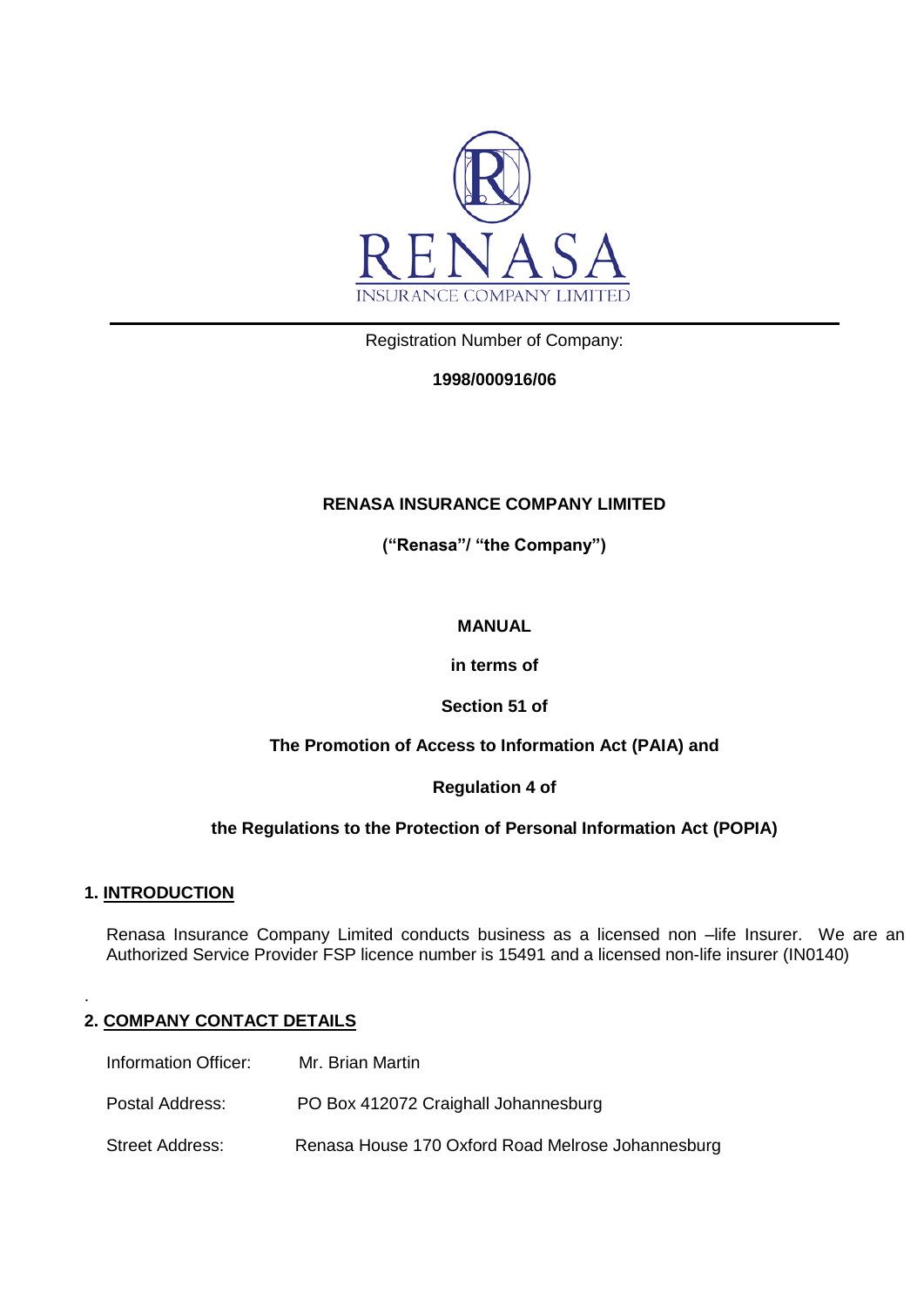RENASA

INSURANCE COMPANY LIMITED

Registration Number of Company:

**1998/000916/06**

**RENASA INSURANCE COMPANY LIMITED**

**("Renasa"/ "the Company")**

**MANUAL**

**in terms of**

**Section 51 of**

**The Promotion of Access to Information Act (PAIA) and**

**Regulation 4 of**

**the Regulations to the Protection of Personal Information Act (POPIA)**

## 1. INTRODUCTION

Renasa Insurance Company Limited conducts business as a licensed non –life Insurer. We are an Authorized Service Provider FSP licence number is 15491 and a licensed non-life insurer (IN0140)

.

## 2. COMPANY CONTACT DETAILS

Information Officer: Mr. Brian Martin

Postal Address: PO Box 412072 Craighall Johannesburg

Street Address: Renasa House 170 Oxford Road Melrose Johannesburg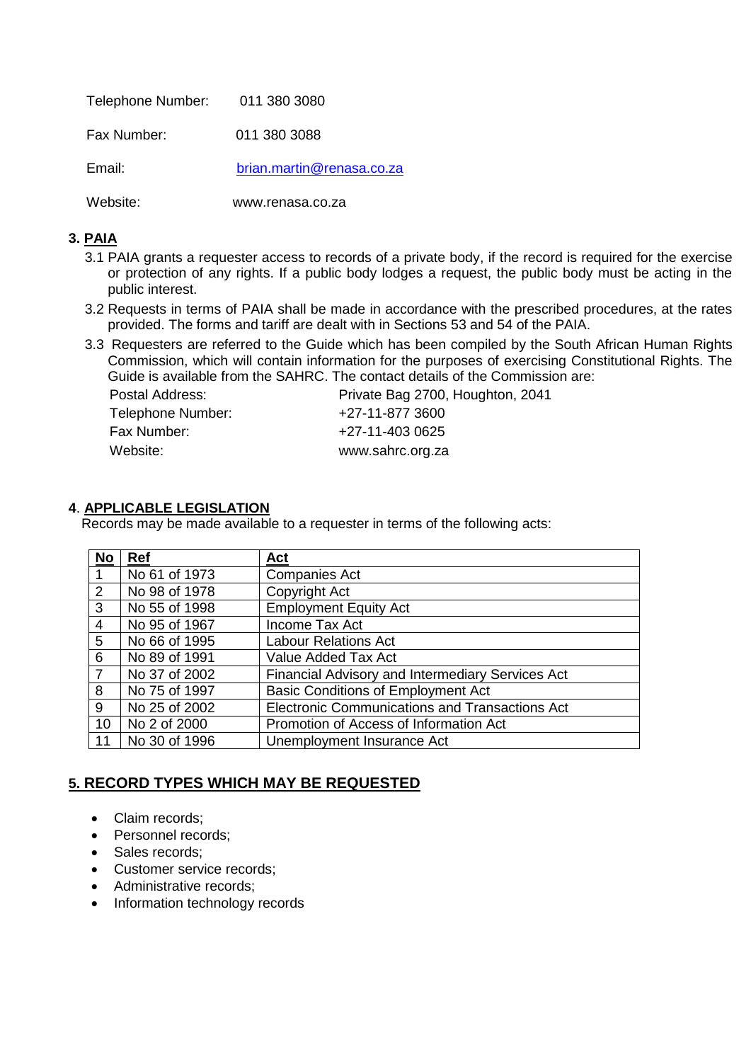Telephone Number: 011 380 3080

Fax Number: 011 380 3088

Email: brian.martin@renasa.co.za

Website: www.renasa.co.za

## 3. PAIA

3.1 PAIA grants a requester access to records of a private body, if the record is required for the exercise or protection of any rights. If a public body lodges a request, the public body must be acting in the public interest.

3.2 Requests in terms of PAIA shall be made in accordance with the prescribed procedures, at the rates provided. The forms and tariff are dealt with in Sections 53 and 54 of the PAIA.

3.3 Requesters are referred to the Guide which has been compiled by the South African Human Rights Commission, which will contain information for the purposes of exercising Constitutional Rights. The Guide is available from the SAHRC. The contact details of the Commission are:

Postal Address: Private Bag 2700, Houghton, 2041

Telephone Number: +27-11-877 3600

Fax Number: +27-11-403 0625

Website: www.sahrc.org.za

## 4. APPLICABLE LEGISLATION

Records may be made available to a requester in terms of the following acts:

| No | Ref | Act |
|---|---|---|
| 1 | No 61 of 1973 | Companies Act |
| 2 | No 98 of 1978 | Copyright Act |
| 3 | No 55 of 1998 | Employment Equity Act |
| 4 | No 95 of 1967 | Income Tax Act |
| 5 | No 66 of 1995 | Labour Relations Act |
| 6 | No 89 of 1991 | Value Added Tax Act |
| 7 | No 37 of 2002 | Financial Advisory and Intermediary Services Act |
| 8 | No 75 of 1997 | Basic Conditions of Employment Act |
| 9 | No 25 of 2002 | Electronic Communications and Transactions Act |
| 10 | No 2 of 2000 | Promotion of Access of Information Act |
| 11 | No 30 of 1996 | Unemployment Insurance Act |

## 5. RECORD TYPES WHICH MAY BE REQUESTED

- Claim records;
- Personnel records;
- Sales records;
- Customer service records;
- Administrative records;
- Information technology records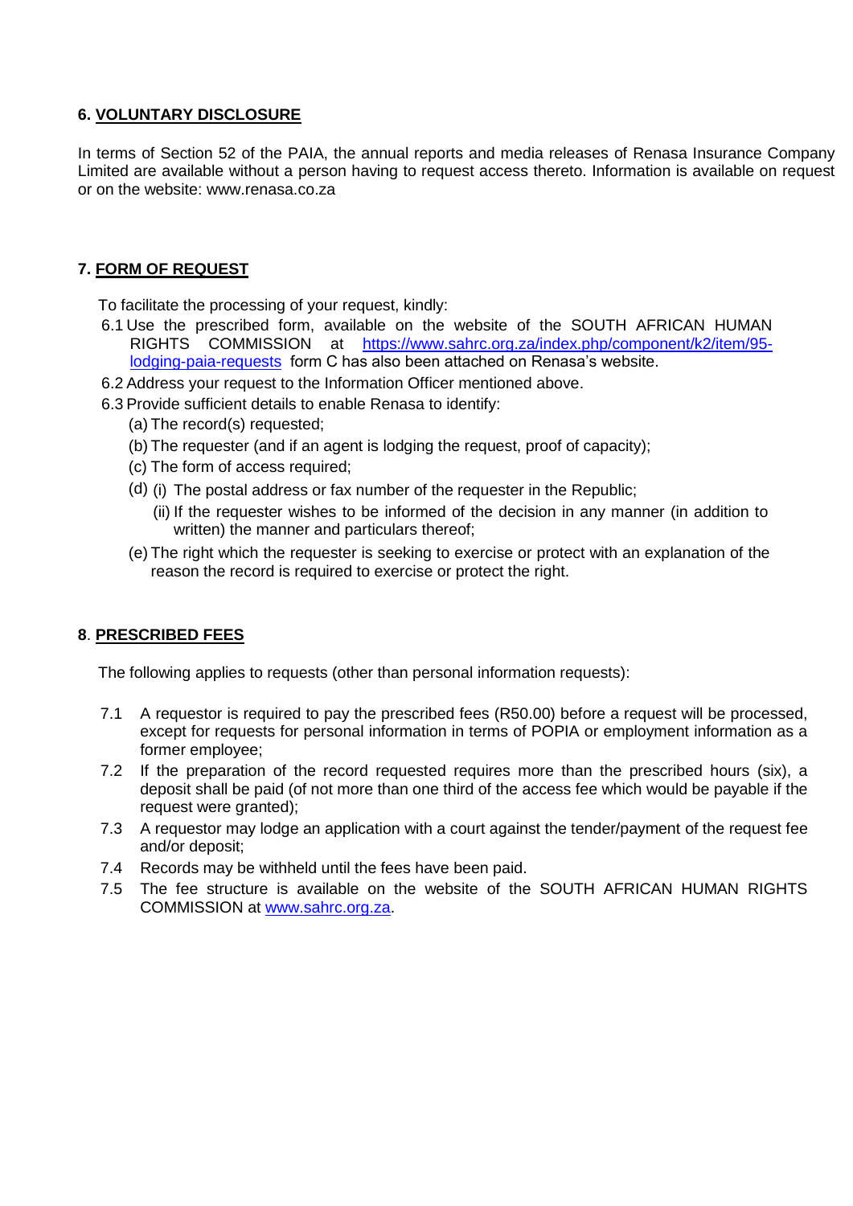## 6. VOLUNTARY DISCLOSURE

In terms of Section 52 of the PAIA, the annual reports and media releases of Renasa Insurance Company Limited are available without a person having to request access thereto. Information is available on request or on the website: www.renasa.co.za

## 7. FORM OF REQUEST

To facilitate the processing of your request, kindly:

6.1 Use the prescribed form, available on the website of the SOUTH AFRICAN HUMAN RIGHTS COMMISSION at [https://www.sahrc.org.za/index.php/component/k2/item/95-lodging-paia-requests](https://www.sahrc.org.za/index.php/component/k2/item/95-lodging-paia-requests) form C has also been attached on Renasa's website.

6.2 Address your request to the Information Officer mentioned above.

6.3 Provide sufficient details to enable Renasa to identify:

- (a) The record(s) requested;
- (b) The requester (and if an agent is lodging the request, proof of capacity);
- (c) The form of access required;
- (d) (i) The postal address or fax number of the requester in the Republic;
  - (ii) If the requester wishes to be informed of the decision in any manner (in addition to written) the manner and particulars thereof;
- (e) The right which the requester is seeking to exercise or protect with an explanation of the reason the record is required to exercise or protect the right.

## 8. PRESCRIBED FEES

The following applies to requests (other than personal information requests):

7.1 A requestor is required to pay the prescribed fees (R50.00) before a request will be processed, except for requests for personal information in terms of POPIA or employment information as a former employee;

7.2 If the preparation of the record requested requires more than the prescribed hours (six), a deposit shall be paid (of not more than one third of the access fee which would be payable if the request were granted);

7.3 A requestor may lodge an application with a court against the tender/payment of the request fee and/or deposit;

7.4 Records may be withheld until the fees have been paid.

7.5 The fee structure is available on the website of the SOUTH AFRICAN HUMAN RIGHTS COMMISSION at [www.sahrc.org.za](http://www.sahrc.org.za).